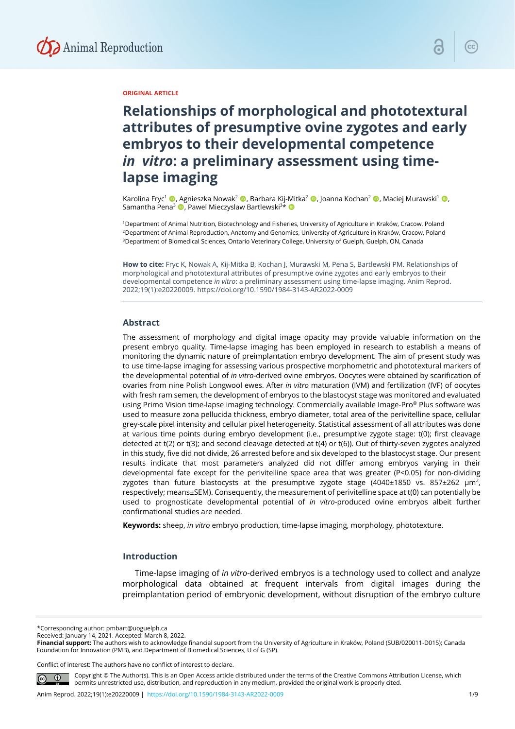ORIGINAL ARTICLE

# Relationships of morphological and phototextural attributes of presumptive ovine zygotes and early embryos to their developmental competence *in vitro*: a preliminary assessment using time-lapse imaging

Karolina Fryc[1], Agnieszka Nowak[2], Barbara Kij-Mitka[2], Joanna Kochan[2], Maciej Murawski[1], Samantha Pena[3], Pawel Mieczyslaw Bartlewski[3]*

[1]Department of Animal Nutrition, Biotechnology and Fisheries, University of Agriculture in Kraków, Cracow, Poland
[2]Department of Animal Reproduction, Anatomy and Genomics, University of Agriculture in Kraków, Cracow, Poland
[3]Department of Biomedical Sciences, Ontario Veterinary College, University of Guelph, Guelph, ON, Canada

**How to cite:** Fryc K, Nowak A, Kij-Mitka B, Kochan J, Murawski M, Pena S, Bartlewski PM. Relationships of morphological and phototextural attributes of presumptive ovine zygotes and early embryos to their developmental competence *in vitro*: a preliminary assessment using time-lapse imaging. Anim Reprod. 2022;19(1):e20220009. https://doi.org/10.1590/1984-3143-AR2022-0009

## Abstract

The assessment of morphology and digital image opacity may provide valuable information on the present embryo quality. Time-lapse imaging has been employed in research to establish a means of monitoring the dynamic nature of preimplantation embryo development. The aim of present study was to use time-lapse imaging for assessing various prospective morphometric and phototextural markers of the developmental potential of *in vitro*-derived ovine embryos. Oocytes were obtained by scarification of ovaries from nine Polish Longwool ewes. After *in vitro* maturation (IVM) and fertilization (IVF) of oocytes with fresh ram semen, the development of embryos to the blastocyst stage was monitored and evaluated using Primo Vision time-lapse imaging technology. Commercially available Image-Pro® Plus software was used to measure zona pellucida thickness, embryo diameter, total area of the perivitelline space, cellular grey-scale pixel intensity and cellular pixel heterogeneity. Statistical assessment of all attributes was done at various time points during embryo development (i.e., presumptive zygote stage: t(0); first cleavage detected at t(2) or t(3); and second cleavage detected at t(4) or t(6)). Out of thirty-seven zygotes analyzed in this study, five did not divide, 26 arrested before and six developed to the blastocyst stage. Our present results indicate that most parameters analyzed did not differ among embryos varying in their developmental fate except for the perivitelline space area that was greater ($P<0.05$) for non-dividing zygotes than future blastocysts at the presumptive zygote stage ($4040\pm1850$ vs. $857\pm262$ $\mu m^2$, respectively; means±SEM). Consequently, the measurement of perivitelline space at t(0) can potentially be used to prognosticate developmental potential of *in vitro*-produced ovine embryos albeit further confirmational studies are needed.

**Keywords:** sheep, *in vitro* embryo production, time-lapse imaging, morphology, phototexture.

## Introduction

Time-lapse imaging of *in vitro*-derived embryos is a technology used to collect and analyze morphological data obtained at frequent intervals from digital images during the preimplantation period of embryonic development, without disruption of the embryo culture

*Corresponding author: pmbart@uoguelph.ca
Received: January 14, 2021. Accepted: March 8, 2022.
**Financial support:** The authors wish to acknowledge financial support from the University of Agriculture in Kraków, Poland (SUB/020011-D015); Canada Foundation for Innovation (PMB), and Department of Biomedical Sciences, U of G (SP).

Conflict of interest: The authors have no conflict of interest to declare.

Copyright © The Author(s). This is an Open Access article distributed under the terms of the Creative Commons Attribution License, which permits unrestricted use, distribution, and reproduction in any medium, provided the original work is properly cited.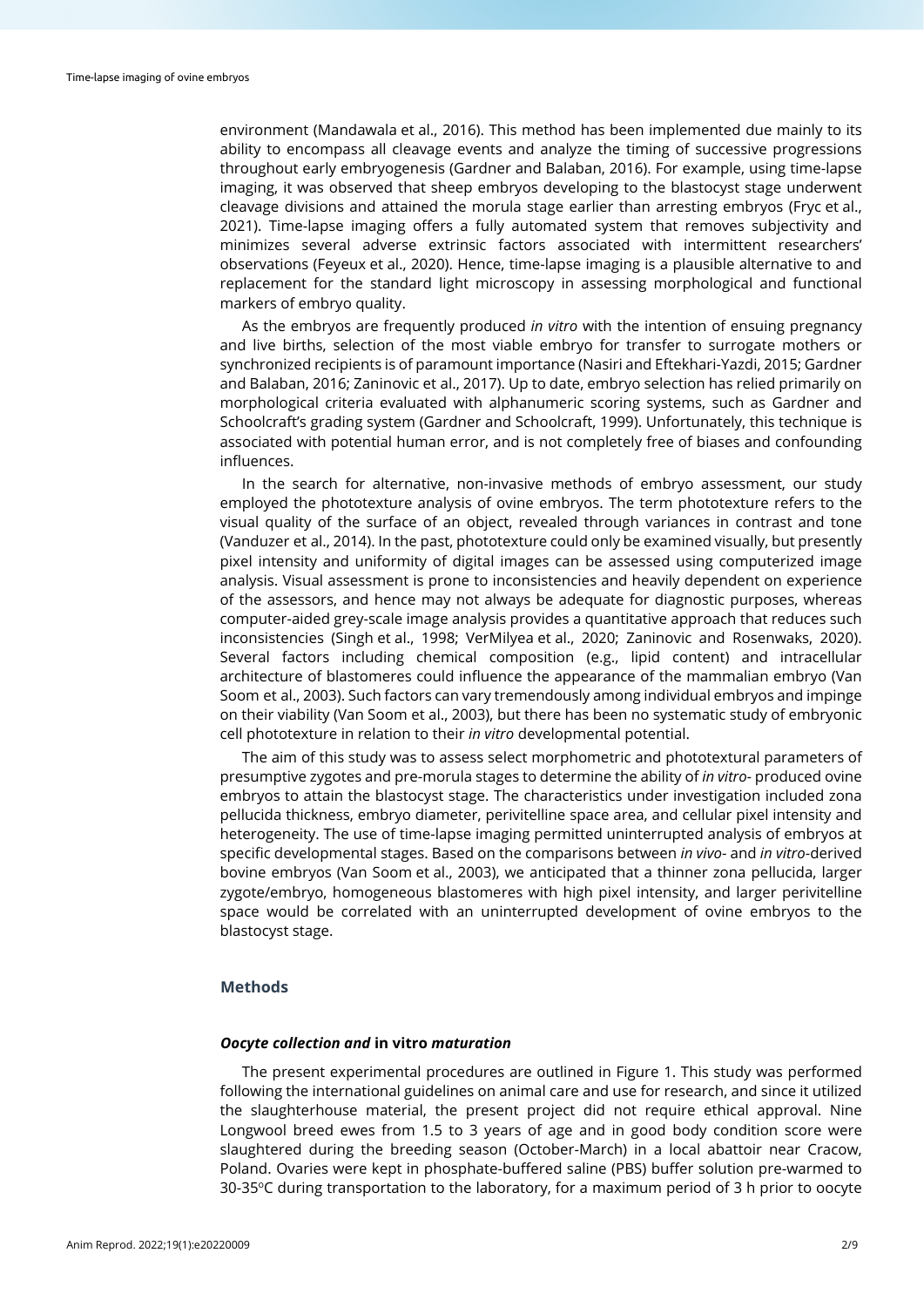environment (Mandawala et al., 2016). This method has been implemented due mainly to its ability to encompass all cleavage events and analyze the timing of successive progressions throughout early embryogenesis (Gardner and Balaban, 2016). For example, using time-lapse imaging, it was observed that sheep embryos developing to the blastocyst stage underwent cleavage divisions and attained the morula stage earlier than arresting embryos (Fryc et al., 2021). Time-lapse imaging offers a fully automated system that removes subjectivity and minimizes several adverse extrinsic factors associated with intermittent researchers' observations (Feyeux et al., 2020). Hence, time-lapse imaging is a plausible alternative to and replacement for the standard light microscopy in assessing morphological and functional markers of embryo quality.

As the embryos are frequently produced *in vitro* with the intention of ensuing pregnancy and live births, selection of the most viable embryo for transfer to surrogate mothers or synchronized recipients is of paramount importance (Nasiri and Eftekhari-Yazdi, 2015; Gardner and Balaban, 2016; Zaninovic et al., 2017). Up to date, embryo selection has relied primarily on morphological criteria evaluated with alphanumeric scoring systems, such as Gardner and Schoolcraft's grading system (Gardner and Schoolcraft, 1999). Unfortunately, this technique is associated with potential human error, and is not completely free of biases and confounding influences.

In the search for alternative, non-invasive methods of embryo assessment, our study employed the phototexture analysis of ovine embryos. The term phototexture refers to the visual quality of the surface of an object, revealed through variances in contrast and tone (Vanduzer et al., 2014). In the past, phototexture could only be examined visually, but presently pixel intensity and uniformity of digital images can be assessed using computerized image analysis. Visual assessment is prone to inconsistencies and heavily dependent on experience of the assessors, and hence may not always be adequate for diagnostic purposes, whereas computer-aided grey-scale image analysis provides a quantitative approach that reduces such inconsistencies (Singh et al., 1998; VerMilyea et al., 2020; Zaninovic and Rosenwaks, 2020). Several factors including chemical composition (e.g., lipid content) and intracellular architecture of blastomeres could influence the appearance of the mammalian embryo (Van Soom et al., 2003). Such factors can vary tremendously among individual embryos and impinge on their viability (Van Soom et al., 2003), but there has been no systematic study of embryonic cell phototexture in relation to their *in vitro* developmental potential.

The aim of this study was to assess select morphometric and phototextural parameters of presumptive zygotes and pre-morula stages to determine the ability of *in vitro*- produced ovine embryos to attain the blastocyst stage. The characteristics under investigation included zona pellucida thickness, embryo diameter, perivitelline space area, and cellular pixel intensity and heterogeneity. The use of time-lapse imaging permitted uninterrupted analysis of embryos at specific developmental stages. Based on the comparisons between *in vivo*- and *in vitro*-derived bovine embryos (Van Soom et al., 2003), we anticipated that a thinner zona pellucida, larger zygote/embryo, homogeneous blastomeres with high pixel intensity, and larger perivitelline space would be correlated with an uninterrupted development of ovine embryos to the blastocyst stage.

## Methods

### *Oocyte collection and* **in vitro** *maturation*

The present experimental procedures are outlined in Figure 1. This study was performed following the international guidelines on animal care and use for research, and since it utilized the slaughterhouse material, the present project did not require ethical approval. Nine Longwool breed ewes from 1.5 to 3 years of age and in good body condition score were slaughtered during the breeding season (October-March) in a local abattoir near Cracow, Poland. Ovaries were kept in phosphate-buffered saline (PBS) buffer solution pre-warmed to 30-35°C during transportation to the laboratory, for a maximum period of 3 h prior to oocyte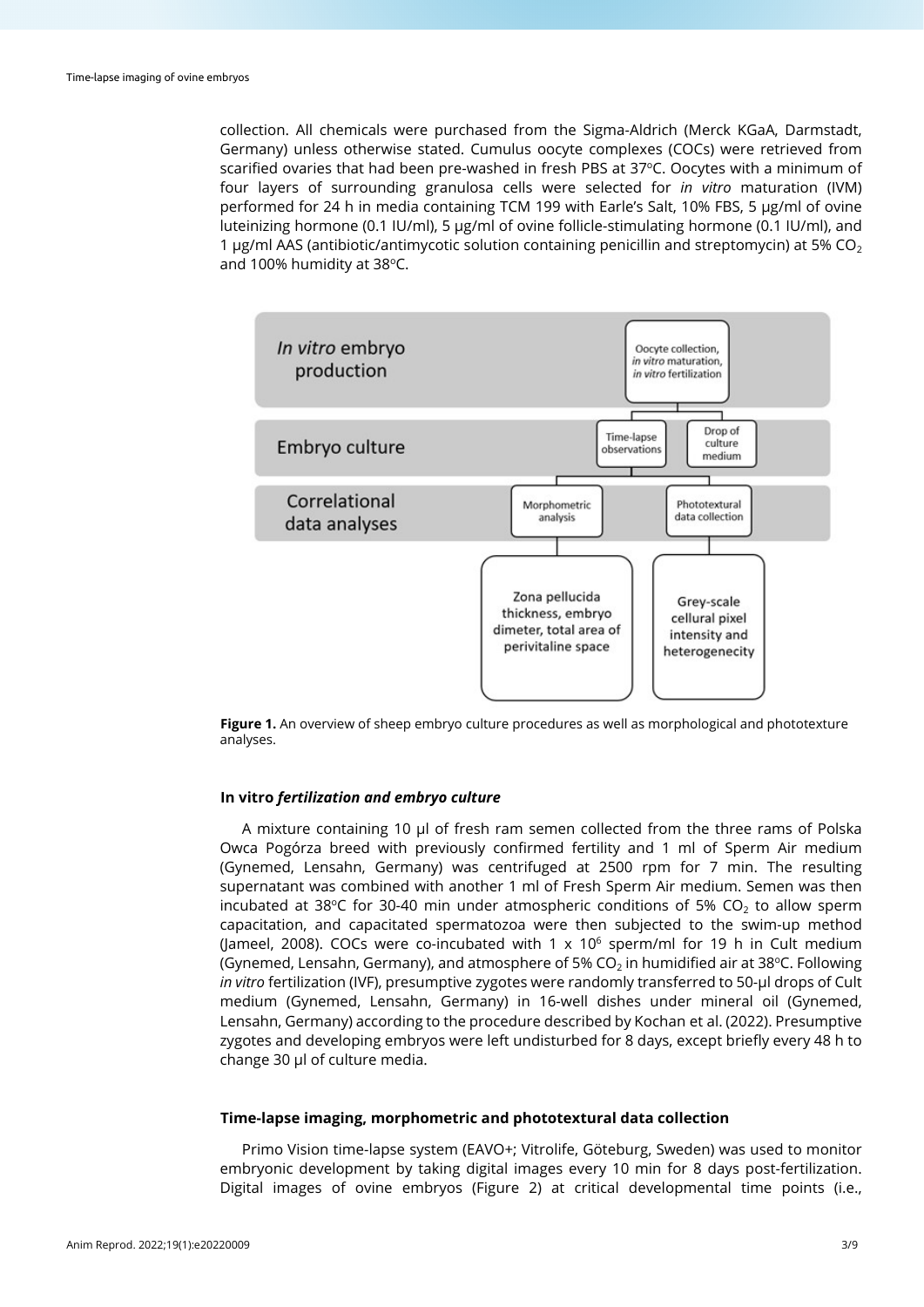collection. All chemicals were purchased from the Sigma-Aldrich (Merck KGaA, Darmstadt, Germany) unless otherwise stated. Cumulus oocyte complexes (COCs) were retrieved from scarified ovaries that had been pre-washed in fresh PBS at 37°C. Oocytes with a minimum of four layers of surrounding granulosa cells were selected for *in vitro* maturation (IVM) performed for 24 h in media containing TCM 199 with Earle's Salt, 10% FBS, 5 µg/ml of ovine luteinizing hormone (0.1 IU/ml), 5 µg/ml of ovine follicle-stimulating hormone (0.1 IU/ml), and 1 µg/ml AAS (antibiotic/antimycotic solution containing penicillin and streptomycin) at 5% $CO_2$ and 100% humidity at 38°C.

In vitro embryo production: Oocyte collection, *in vitro* maturation, *in vitro* fertilization

Embryo culture: Time-lapse observations; Drop of culture medium

Correlational data analyses: Morphometric analysis — Zona pellucida thickness, embryo dimeter, total area of perivitaline space; Phototextural data collection — Grey-scale cellular pixel intensity and heterogenecity

**Figure 1.** An overview of sheep embryo culture procedures as well as morphological and phototexture analyses.

### In vitro *fertilization and embryo culture*

A mixture containing 10 µl of fresh ram semen collected from the three rams of Polska Owca Pogórza breed with previously confirmed fertility and 1 ml of Sperm Air medium (Gynemed, Lensahn, Germany) was centrifuged at 2500 rpm for 7 min. The resulting supernatant was combined with another 1 ml of Fresh Sperm Air medium. Semen was then incubated at 38°C for 30-40 min under atmospheric conditions of 5% $CO_2$ to allow sperm capacitation, and capacitated spermatozoa were then subjected to the swim-up method (Jameel, 2008). COCs were co-incubated with 1 x $10^6$ sperm/ml for 19 h in Cult medium (Gynemed, Lensahn, Germany), and atmosphere of 5% $CO_2$ in humidified air at 38°C. Following *in vitro* fertilization (IVF), presumptive zygotes were randomly transferred to 50-µl drops of Cult medium (Gynemed, Lensahn, Germany) in 16-well dishes under mineral oil (Gynemed, Lensahn, Germany) according to the procedure described by Kochan et al. (2022). Presumptive zygotes and developing embryos were left undisturbed for 8 days, except briefly every 48 h to change 30 µl of culture media.

### Time-lapse imaging, morphometric and phototextural data collection

Primo Vision time-lapse system (EAVO+; Vitrolife, Göteburg, Sweden) was used to monitor embryonic development by taking digital images every 10 min for 8 days post-fertilization. Digital images of ovine embryos (Figure 2) at critical developmental time points (i.e.,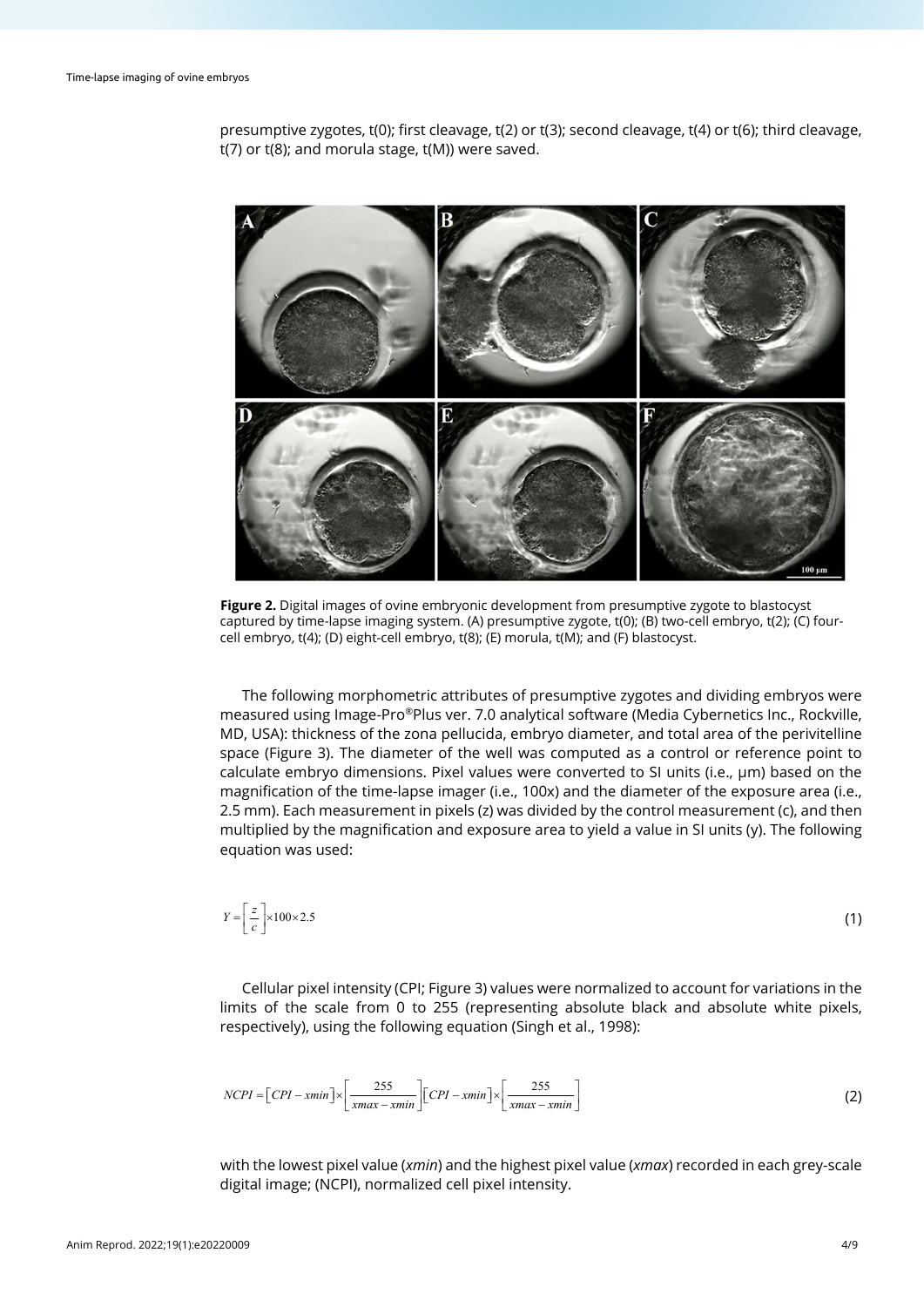presumptive zygotes, t(0); first cleavage, t(2) or t(3); second cleavage, t(4) or t(6); third cleavage, t(7) or t(8); and morula stage, t(M)) were saved.

**Figure 2.** Digital images of ovine embryonic development from presumptive zygote to blastocyst captured by time-lapse imaging system. (A) presumptive zygote, t(0); (B) two-cell embryo, t(2); (C) four-cell embryo, t(4); (D) eight-cell embryo, t(8); (E) morula, t(M); and (F) blastocyst.

The following morphometric attributes of presumptive zygotes and dividing embryos were measured using Image-Pro®Plus ver. 7.0 analytical software (Media Cybernetics Inc., Rockville, MD, USA): thickness of the zona pellucida, embryo diameter, and total area of the perivitelline space (Figure 3). The diameter of the well was computed as a control or reference point to calculate embryo dimensions. Pixel values were converted to SI units (i.e., μm) based on the magnification of the time-lapse imager (i.e., 100x) and the diameter of the exposure area (i.e., 2.5 mm). Each measurement in pixels (z) was divided by the control measurement (c), and then multiplied by the magnification and exposure area to yield a value in SI units (y). The following equation was used:

$$Y = \left[\frac{z}{c}\right] \times 100 \times 2.5 \tag{1}$$

Cellular pixel intensity (CPI; Figure 3) values were normalized to account for variations in the limits of the scale from 0 to 255 (representing absolute black and absolute white pixels, respectively), using the following equation (Singh et al., 1998):

$$NCPI = \left[CPI - xmin\right] \times \left[\frac{255}{xmax - xmin}\right] \left[CPI - xmin\right] \times \left[\frac{255}{xmax - xmin}\right] \tag{2}$$

with the lowest pixel value (*xmin*) and the highest pixel value (*xmax*) recorded in each grey-scale digital image; (NCPI), normalized cell pixel intensity.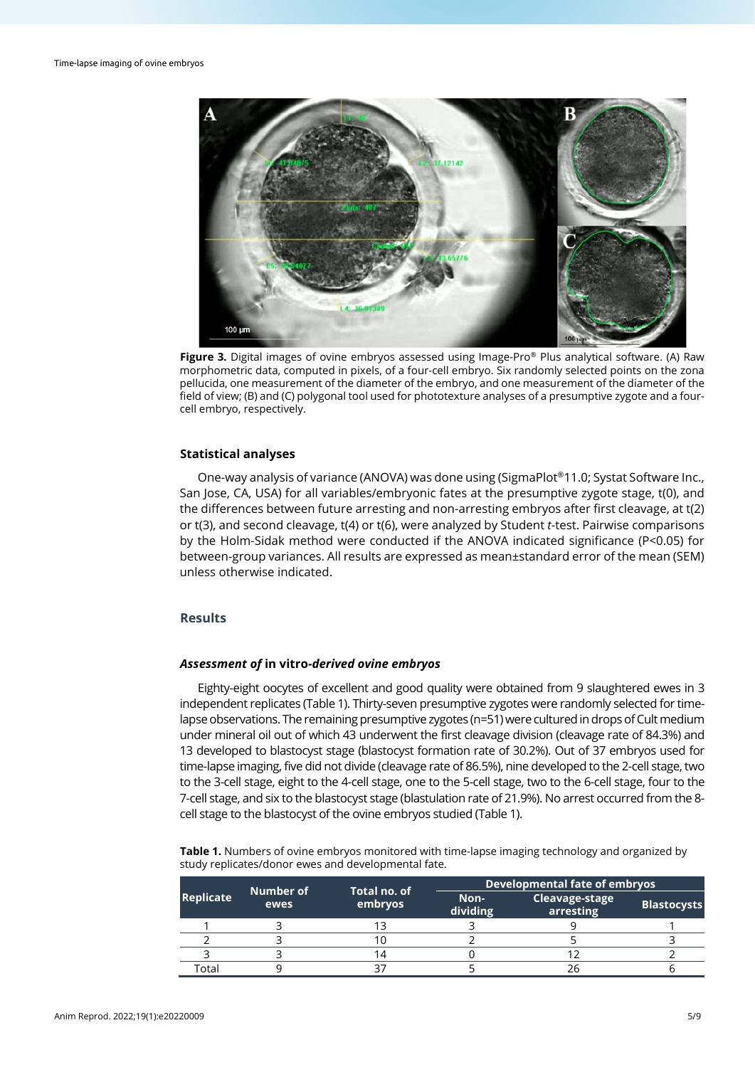**Figure 3.** Digital images of ovine embryos assessed using Image-Pro® Plus analytical software. (A) Raw morphometric data, computed in pixels, of a four-cell embryo. Six randomly selected points on the zona pellucida, one measurement of the diameter of the embryo, and one measurement of the diameter of the field of view; (B) and (C) polygonal tool used for phototexture analyses of a presumptive zygote and a four-cell embryo, respectively.

### Statistical analyses

One-way analysis of variance (ANOVA) was done using (SigmaPlot®11.0; Systat Software Inc., San Jose, CA, USA) for all variables/embryonic fates at the presumptive zygote stage, t(0), and the differences between future arresting and non-arresting embryos after first cleavage, at t(2) or t(3), and second cleavage, t(4) or t(6), were analyzed by Student *t*-test. Pairwise comparisons by the Holm-Sidak method were conducted if the ANOVA indicated significance ($P<0.05$) for between-group variances. All results are expressed as mean±standard error of the mean (SEM) unless otherwise indicated.

## Results

### *Assessment of* in vitro*-derived ovine embryos*

Eighty-eight oocytes of excellent and good quality were obtained from 9 slaughtered ewes in 3 independent replicates (Table 1). Thirty-seven presumptive zygotes were randomly selected for time-lapse observations. The remaining presumptive zygotes (n=51) were cultured in drops of Cult medium under mineral oil out of which 43 underwent the first cleavage division (cleavage rate of 84.3%) and 13 developed to blastocyst stage (blastocyst formation rate of 30.2%). Out of 37 embryos used for time-lapse imaging, five did not divide (cleavage rate of 86.5%), nine developed to the 2-cell stage, two to the 3-cell stage, eight to the 4-cell stage, one to the 5-cell stage, two to the 6-cell stage, four to the 7-cell stage, and six to the blastocyst stage (blastulation rate of 21.9%). No arrest occurred from the 8-cell stage to the blastocyst of the ovine embryos studied (Table 1).

**Table 1.** Numbers of ovine embryos monitored with time-lapse imaging technology and organized by study replicates/donor ewes and developmental fate.

| Replicate | Number of ewes | Total no. of embryos | Developmental fate of embryos | | |
|---|---|---|---|---|---|
| | | | Non-dividing | Cleavage-stage arresting | Blastocysts |
| 1 | 3 | 13 | 3 | 9 | 1 |
| 2 | 3 | 10 | 2 | 5 | 3 |
| 3 | 3 | 14 | 0 | 12 | 2 |
| Total | 9 | 37 | 5 | 26 | 6 |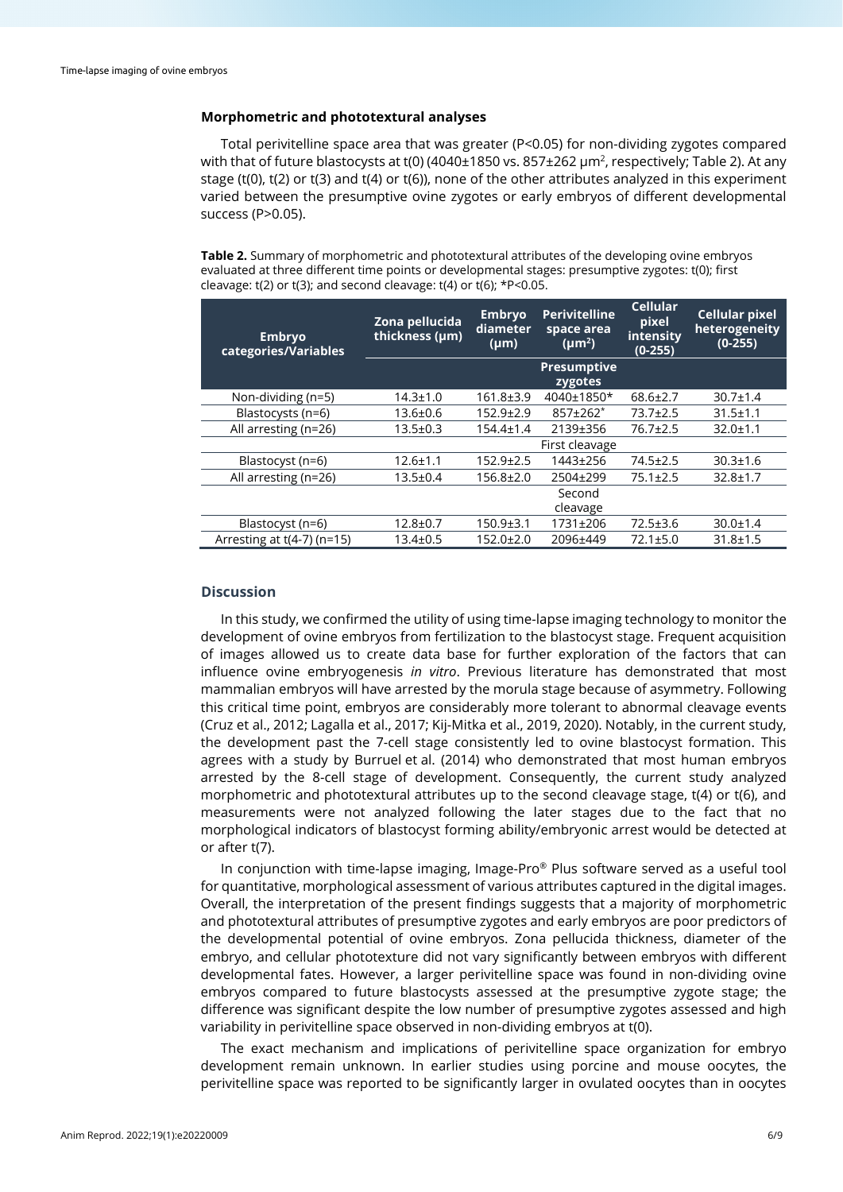### Morphometric and phototextural analyses

Total perivitelline space area that was greater ($P<0.05$) for non-dividing zygotes compared with that of future blastocysts at t(0) (4040±1850 vs. 857±262 μm$^2$, respectively; Table 2). At any stage (t(0), t(2) or t(3) and t(4) or t(6)), none of the other attributes analyzed in this experiment varied between the presumptive ovine zygotes or early embryos of different developmental success ($P>0.05$).

**Table 2.** Summary of morphometric and phototextural attributes of the developing ovine embryos evaluated at three different time points or developmental stages: presumptive zygotes: t(0); first cleavage: t(2) or t(3); and second cleavage: t(4) or t(6); *P<0.05.

| Embryo categories/Variables | Zona pellucida thickness (μm) | Embryo diameter (μm) | Perivitelline space area (μm$^2$) | Cellular pixel intensity (0-255) | Cellular pixel heterogeneity (0-255) |
|---|---|---|---|---|---|
| | | | **Presumptive zygotes** | | |
| Non-dividing (n=5) | 14.3±1.0 | 161.8±3.9 | 4040±1850* | 68.6±2.7 | 30.7±1.4 |
| Blastocysts (n=6) | 13.6±0.6 | 152.9±2.9 | 857±262* | 73.7±2.5 | 31.5±1.1 |
| All arresting (n=26) | 13.5±0.3 | 154.4±1.4 | 2139±356 | 76.7±2.5 | 32.0±1.1 |
| | | | First cleavage | | |
| Blastocyst (n=6) | 12.6±1.1 | 152.9±2.5 | 1443±256 | 74.5±2.5 | 30.3±1.6 |
| All arresting (n=26) | 13.5±0.4 | 156.8±2.0 | 2504±299 | 75.1±2.5 | 32.8±1.7 |
| | | | Second cleavage | | |
| Blastocyst (n=6) | 12.8±0.7 | 150.9±3.1 | 1731±206 | 72.5±3.6 | 30.0±1.4 |
| Arresting at t(4-7) (n=15) | 13.4±0.5 | 152.0±2.0 | 2096±449 | 72.1±5.0 | 31.8±1.5 |

## Discussion

In this study, we confirmed the utility of using time-lapse imaging technology to monitor the development of ovine embryos from fertilization to the blastocyst stage. Frequent acquisition of images allowed us to create data base for further exploration of the factors that can influence ovine embryogenesis *in vitro*. Previous literature has demonstrated that most mammalian embryos will have arrested by the morula stage because of asymmetry. Following this critical time point, embryos are considerably more tolerant to abnormal cleavage events (Cruz et al., 2012; Lagalla et al., 2017; Kij-Mitka et al., 2019, 2020). Notably, in the current study, the development past the 7-cell stage consistently led to ovine blastocyst formation. This agrees with a study by Burruel et al. (2014) who demonstrated that most human embryos arrested by the 8-cell stage of development. Consequently, the current study analyzed morphometric and phototextural attributes up to the second cleavage stage, t(4) or t(6), and measurements were not analyzed following the later stages due to the fact that no morphological indicators of blastocyst forming ability/embryonic arrest would be detected at or after t(7).

In conjunction with time-lapse imaging, Image-Pro® Plus software served as a useful tool for quantitative, morphological assessment of various attributes captured in the digital images. Overall, the interpretation of the present findings suggests that a majority of morphometric and phototextural attributes of presumptive zygotes and early embryos are poor predictors of the developmental potential of ovine embryos. Zona pellucida thickness, diameter of the embryo, and cellular phototexture did not vary significantly between embryos with different developmental fates. However, a larger perivitelline space was found in non-dividing ovine embryos compared to future blastocysts assessed at the presumptive zygote stage; the difference was significant despite the low number of presumptive zygotes assessed and high variability in perivitelline space observed in non-dividing embryos at t(0).

The exact mechanism and implications of perivitelline space organization for embryo development remain unknown. In earlier studies using porcine and mouse oocytes, the perivitelline space was reported to be significantly larger in ovulated oocytes than in oocytes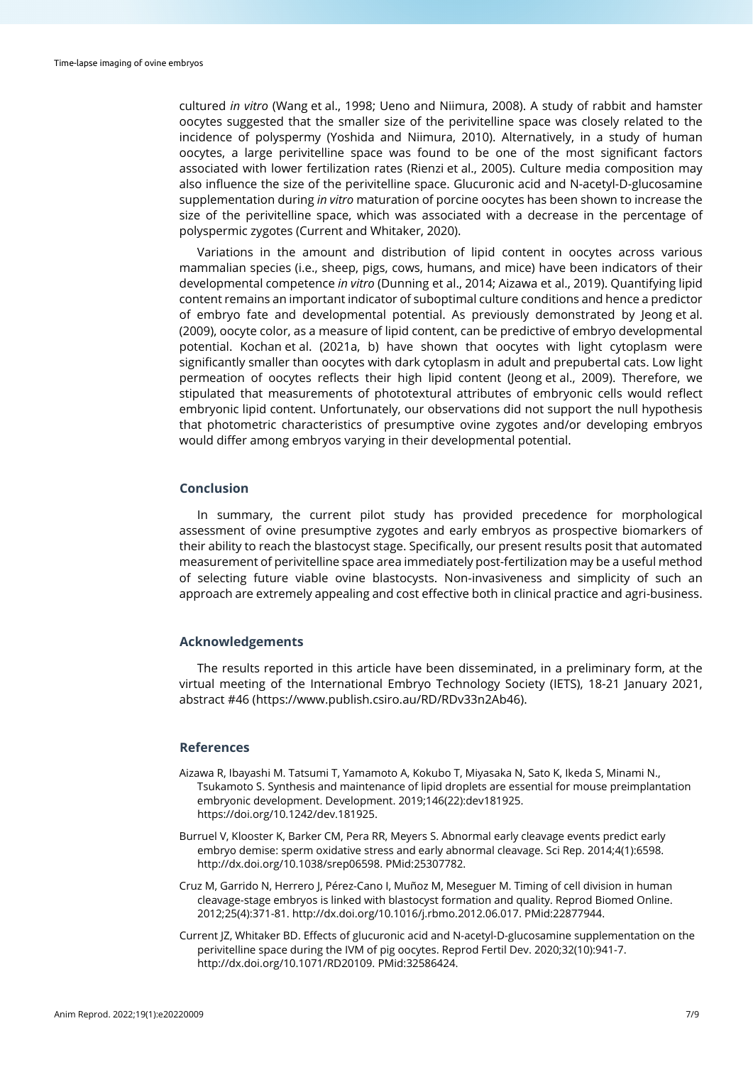cultured *in vitro* (Wang et al., 1998; Ueno and Niimura, 2008). A study of rabbit and hamster oocytes suggested that the smaller size of the perivitelline space was closely related to the incidence of polyspermy (Yoshida and Niimura, 2010). Alternatively, in a study of human oocytes, a large perivitelline space was found to be one of the most significant factors associated with lower fertilization rates (Rienzi et al., 2005). Culture media composition may also influence the size of the perivitelline space. Glucuronic acid and N-acetyl-D-glucosamine supplementation during *in vitro* maturation of porcine oocytes has been shown to increase the size of the perivitelline space, which was associated with a decrease in the percentage of polyspermic zygotes (Current and Whitaker, 2020).

Variations in the amount and distribution of lipid content in oocytes across various mammalian species (i.e., sheep, pigs, cows, humans, and mice) have been indicators of their developmental competence *in vitro* (Dunning et al., 2014; Aizawa et al., 2019). Quantifying lipid content remains an important indicator of suboptimal culture conditions and hence a predictor of embryo fate and developmental potential. As previously demonstrated by Jeong et al. (2009), oocyte color, as a measure of lipid content, can be predictive of embryo developmental potential. Kochan et al. (2021a, b) have shown that oocytes with light cytoplasm were significantly smaller than oocytes with dark cytoplasm in adult and prepubertal cats. Low light permeation of oocytes reflects their high lipid content (Jeong et al., 2009). Therefore, we stipulated that measurements of phototextural attributes of embryonic cells would reflect embryonic lipid content. Unfortunately, our observations did not support the null hypothesis that photometric characteristics of presumptive ovine zygotes and/or developing embryos would differ among embryos varying in their developmental potential.

## Conclusion

In summary, the current pilot study has provided precedence for morphological assessment of ovine presumptive zygotes and early embryos as prospective biomarkers of their ability to reach the blastocyst stage. Specifically, our present results posit that automated measurement of perivitelline space area immediately post-fertilization may be a useful method of selecting future viable ovine blastocysts. Non-invasiveness and simplicity of such an approach are extremely appealing and cost effective both in clinical practice and agri-business.

## Acknowledgements

The results reported in this article have been disseminated, in a preliminary form, at the virtual meeting of the International Embryo Technology Society (IETS), 18-21 January 2021, abstract #46 (https://www.publish.csiro.au/RD/RDv33n2Ab46).

## References

Aizawa R, Ibayashi M. Tatsumi T, Yamamoto A, Kokubo T, Miyasaka N, Sato K, Ikeda S, Minami N., Tsukamoto S. Synthesis and maintenance of lipid droplets are essential for mouse preimplantation embryonic development. Development. 2019;146(22):dev181925. https://doi.org/10.1242/dev.181925.

Burruel V, Klooster K, Barker CM, Pera RR, Meyers S. Abnormal early cleavage events predict early embryo demise: sperm oxidative stress and early abnormal cleavage. Sci Rep. 2014;4(1):6598. http://dx.doi.org/10.1038/srep06598. PMid:25307782.

Cruz M, Garrido N, Herrero J, Pérez-Cano I, Muñoz M, Meseguer M. Timing of cell division in human cleavage-stage embryos is linked with blastocyst formation and quality. Reprod Biomed Online. 2012;25(4):371-81. http://dx.doi.org/10.1016/j.rbmo.2012.06.017. PMid:22877944.

Current JZ, Whitaker BD. Effects of glucuronic acid and N-acetyl-D-glucosamine supplementation on the perivitelline space during the IVM of pig oocytes. Reprod Fertil Dev. 2020;32(10):941-7. http://dx.doi.org/10.1071/RD20109. PMid:32586424.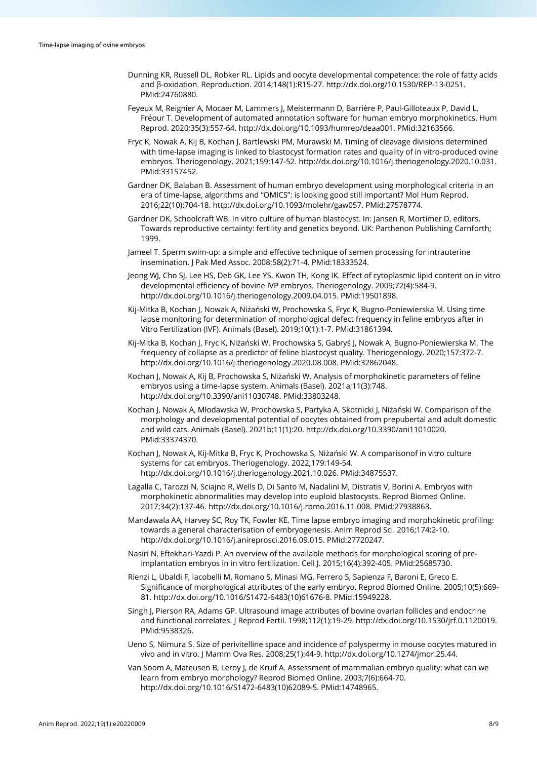Dunning KR, Russell DL, Robker RL. Lipids and oocyte developmental competence: the role of fatty acids and β-oxidation. Reproduction. 2014;148(1):R15-27. http://dx.doi.org/10.1530/REP-13-0251. PMid:24760880.

Feyeux M, Reignier A, Mocaer M, Lammers J, Meistermann D, Barrière P, Paul-Gilloteaux P, David L, Fréour T. Development of automated annotation software for human embryo morphokinetics. Hum Reprod. 2020;35(3):557-64. http://dx.doi.org/10.1093/humrep/deaa001. PMid:32163566.

Fryc K, Nowak A, Kij B, Kochan J, Bartlewski PM, Murawski M. Timing of cleavage divisions determined with time-lapse imaging is linked to blastocyst formation rates and quality of in vitro-produced ovine embryos. Theriogenology. 2021;159:147-52. http://dx.doi.org/10.1016/j.theriogenology.2020.10.031. PMid:33157452.

Gardner DK, Balaban B. Assessment of human embryo development using morphological criteria in an era of time-lapse, algorithms and "OMICS": is looking good still important? Mol Hum Reprod. 2016;22(10):704-18. http://dx.doi.org/10.1093/molehr/gaw057. PMid:27578774.

Gardner DK, Schoolcraft WB. In vitro culture of human blastocyst. In: Jansen R, Mortimer D, editors. Towards reproductive certainty: fertility and genetics beyond. UK: Parthenon Publishing Carnforth; 1999.

Jameel T. Sperm swim-up: a simple and effective technique of semen processing for intrauterine insemination. J Pak Med Assoc. 2008;58(2):71-4. PMid:18333524.

Jeong WJ, Cho SJ, Lee HS, Deb GK, Lee YS, Kwon TH, Kong IK. Effect of cytoplasmic lipid content on in vitro developmental efficiency of bovine IVP embryos. Theriogenology. 2009;72(4):584-9. http://dx.doi.org/10.1016/j.theriogenology.2009.04.015. PMid:19501898.

Kij-Mitka B, Kochan J, Nowak A, Niżański W, Prochowska S, Fryc K, Bugno-Poniewierska M. Using time lapse monitoring for determination of morphological defect frequency in feline embryos after in Vitro Fertilization (IVF). Animals (Basel). 2019;10(1):1-7. PMid:31861394.

Kij-Mitka B, Kochan J, Fryc K, Niżański W, Prochowska S, Gabryś J, Nowak A, Bugno-Poniewierska M. The frequency of collapse as a predictor of feline blastocyst quality. Theriogenology. 2020;157:372-7. http://dx.doi.org/10.1016/j.theriogenology.2020.08.008. PMid:32862048.

Kochan J, Nowak A, Kij B, Prochowska S, Niżański W. Analysis of morphokinetic parameters of feline embryos using a time-lapse system. Animals (Basel). 2021a;11(3):748. http://dx.doi.org/10.3390/ani11030748. PMid:33803248.

Kochan J, Nowak A, Młodawska W, Prochowska S, Partyka A, Skotnicki J, Niżański W. Comparison of the morphology and developmental potential of oocytes obtained from prepubertal and adult domestic and wild cats. Animals (Basel). 2021b;11(1):20. http://dx.doi.org/10.3390/ani11010020. PMid:33374370.

Kochan J, Nowak A, Kij-Mitka B, Fryc K, Prochowska S, Niżański W. A comparisonof in vitro culture systems for cat embryos. Theriogenology. 2022;179:149-54. http://dx.doi.org/10.1016/j.theriogenology.2021.10.026. PMid:34875537.

Lagalla C, Tarozzi N, Sciajno R, Wells D, Di Santo M, Nadalini M, Distratis V, Borini A. Embryos with morphokinetic abnormalities may develop into euploid blastocysts. Reprod Biomed Online. 2017;34(2):137-46. http://dx.doi.org/10.1016/j.rbmo.2016.11.008. PMid:27938863.

Mandawala AA, Harvey SC, Roy TK, Fowler KE. Time lapse embryo imaging and morphokinetic profiling: towards a general characterisation of embryogenesis. Anim Reprod Sci. 2016;174:2-10. http://dx.doi.org/10.1016/j.anireprosci.2016.09.015. PMid:27720247.

Nasiri N, Eftekhari-Yazdi P. An overview of the available methods for morphological scoring of pre-implantation embryos in in vitro fertilization. Cell J. 2015;16(4):392-405. PMid:25685730.

Rienzi L, Ubaldi F, Iacobelli M, Romano S, Minasi MG, Ferrero S, Sapienza F, Baroni E, Greco E. Significance of morphological attributes of the early embryo. Reprod Biomed Online. 2005;10(5):669-81. http://dx.doi.org/10.1016/S1472-6483(10)61676-8. PMid:15949228.

Singh J, Pierson RA, Adams GP. Ultrasound image attributes of bovine ovarian follicles and endocrine and functional correlates. J Reprod Fertil. 1998;112(1):19-29. http://dx.doi.org/10.1530/jrf.0.1120019. PMid:9538326.

Ueno S, Niimura S. Size of perivitelline space and incidence of polyspermy in mouse oocytes matured in vivo and in vitro. J Mamm Ova Res. 2008;25(1):44-9. http://dx.doi.org/10.1274/jmor.25.44.

Van Soom A, Mateusen B, Leroy J, de Kruif A. Assessment of mammalian embryo quality: what can we learn from embryo morphology? Reprod Biomed Online. 2003;7(6):664-70. http://dx.doi.org/10.1016/S1472-6483(10)62089-5. PMid:14748965.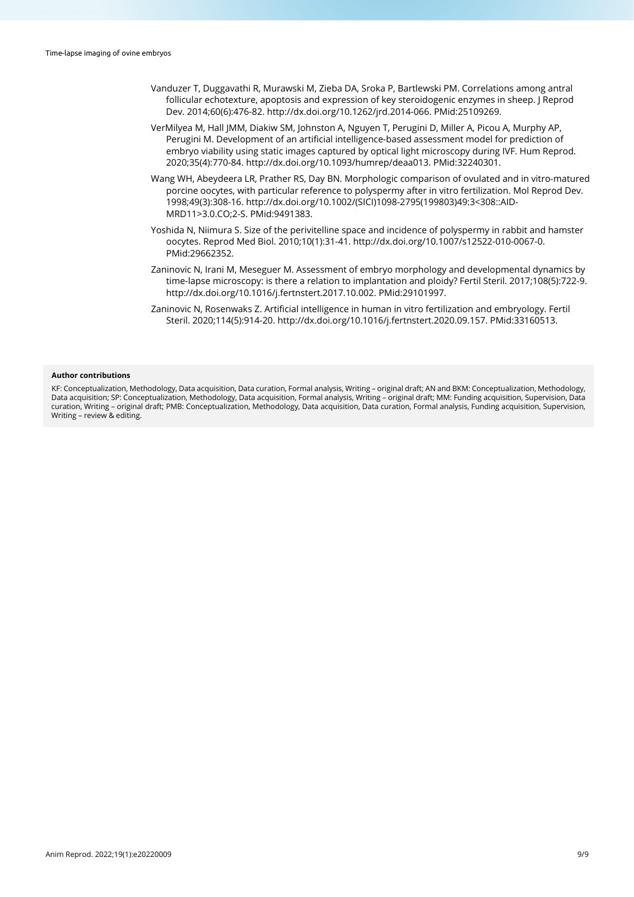Vanduzer T, Duggavathi R, Murawski M, Zieba DA, Sroka P, Bartlewski PM. Correlations among antral follicular echotexture, apoptosis and expression of key steroidogenic enzymes in sheep. J Reprod Dev. 2014;60(6):476-82. http://dx.doi.org/10.1262/jrd.2014-066. PMid:25109269.

VerMilyea M, Hall JMM, Diakiw SM, Johnston A, Nguyen T, Perugini D, Miller A, Picou A, Murphy AP, Perugini M. Development of an artificial intelligence-based assessment model for prediction of embryo viability using static images captured by optical light microscopy during IVF. Hum Reprod. 2020;35(4):770-84. http://dx.doi.org/10.1093/humrep/deaa013. PMid:32240301.

Wang WH, Abeydeera LR, Prather RS, Day BN. Morphologic comparison of ovulated and in vitro-matured porcine oocytes, with particular reference to polyspermy after in vitro fertilization. Mol Reprod Dev. 1998;49(3):308-16. http://dx.doi.org/10.1002/(SICI)1098-2795(199803)49:3<308::AID-MRD11>3.0.CO;2-S. PMid:9491383.

Yoshida N, Niimura S. Size of the perivitelline space and incidence of polyspermy in rabbit and hamster oocytes. Reprod Med Biol. 2010;10(1):31-41. http://dx.doi.org/10.1007/s12522-010-0067-0. PMid:29662352.

Zaninovic N, Irani M, Meseguer M. Assessment of embryo morphology and developmental dynamics by time-lapse microscopy: is there a relation to implantation and ploidy? Fertil Steril. 2017;108(5):722-9. http://dx.doi.org/10.1016/j.fertnstert.2017.10.002. PMid:29101997.

Zaninovic N, Rosenwaks Z. Artificial intelligence in human in vitro fertilization and embryology. Fertil Steril. 2020;114(5):914-20. http://dx.doi.org/10.1016/j.fertnstert.2020.09.157. PMid:33160513.

**Author contributions**

KF: Conceptualization, Methodology, Data acquisition, Data curation, Formal analysis, Writing – original draft; AN and BKM: Conceptualization, Methodology, Data acquisition; SP: Conceptualization, Methodology, Data acquisition, Formal analysis, Writing – original draft; MM: Funding acquisition, Supervision, Data curation, Writing – original draft; PMB: Conceptualization, Methodology, Data acquisition, Data curation, Formal analysis, Funding acquisition, Supervision, Writing – review & editing.